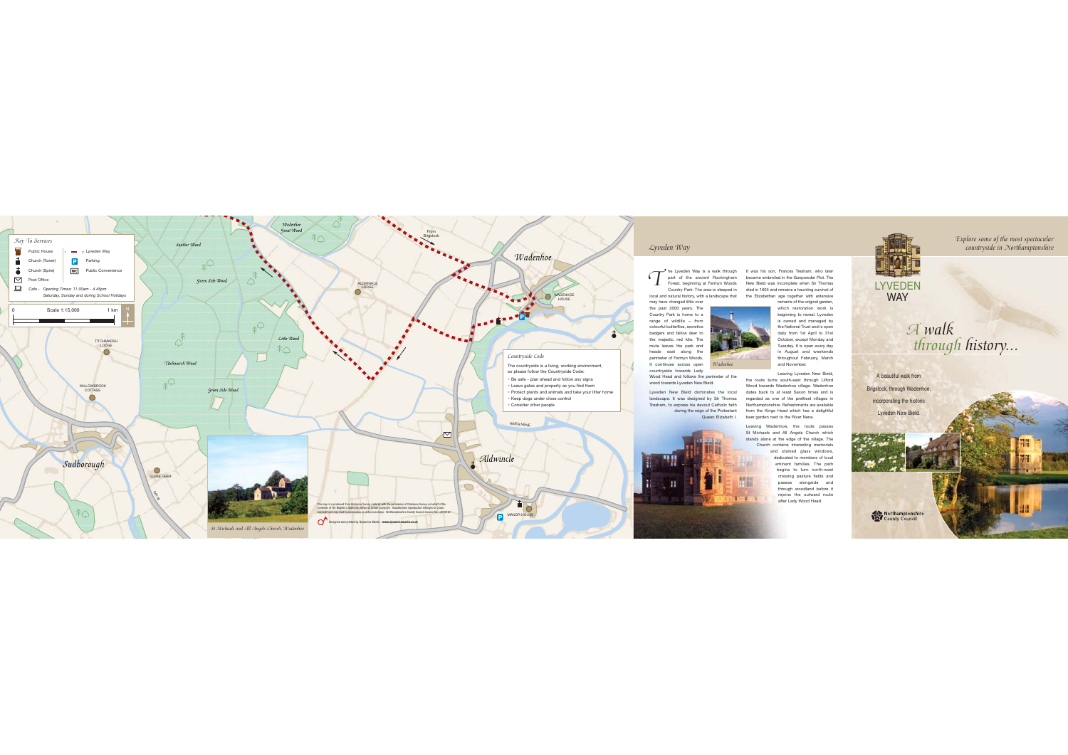## Key To Services

- Public House
- Church (Tower)
- Church (Spire)
- Post Office
- Cafe - Opening Times: 11.00am - 4.45pm Saturday, Sunday and during School Holidays
- Lyveden Way
- Parking
- Public Convenience

Scale 1:15,000

0 — 1 km

Souther Wood

Wadenhoe Great Wood

From Brigstock

Wadenhoe

Green Side Wood

ALDWINKLE LODGE

WADENHOE HOUSE

Little Wood

TITCHMARSH LODGE

Titchmarsh Wood

WILLOWBROOK COTTAGE

Green Side Wood

### Countryside Code

The countryside is a living, working environment, so please follow the Countryside Code:

- Be safe - plan ahead and follow any signs
- Leave gates and property as you find them
- Protect plants and animals and take your litter home
- Keep dogs under close control
- Consider other people

RIVER NENE

Sudborough

GLEBE FARM

Aldwincle

St Michaels and All Angels Church, Wadenhoe

This map is reproduced from Ordnance Survey material with the permission of Ordnance Survey on behalf of the Controller of Her Majesty's Stationery Office © Crown Copyright. Unauthorised reproduction infringes © Crown copyright and may lead to prosecution or civil proceedings. Northamptonshire County Council Licence No LA076767.

Designed and printed by Dynamics Media - www.dynamicsmedia.co.uk

MANOR HOUSE

## Lyveden Way

The Lyveden Way is a walk through part of the ancient Rockingham Forest, beginning at Fermyn Woods Country Park. The area is steeped in local and natural history, with a landscape that may have changed little over the past 2000 years. The Country Park is home to a range of wildlife – from colourful butterflies, secretive badgers and fallow deer to the majestic red kite. The route leaves the park and heads east along the perimeter of Fermyn Woods. It continues across open countryside towards Lady Wood Head and follows the perimeter of the wood towards Lyveden New Bield.

Lyveden New Bield dominates the local landscape. It was designed by Sir Thomas Tresham, to express his devout Catholic faith during the reign of the Protestant Queen Elizabeth I.

It was his son, Frances Tresham, who later became embroiled in the Gunpowder Plot. The New Bield was incomplete when Sir Thomas died in 1605 and remains a haunting survival of the Elizabethan age together with extensive remains of the original garden, which restoration work is beginning to reveal. Lyveden is owned and managed by the National Trust and is open daily from 1st April to 31st October, except Monday and Tuesday. It is open every day in August and weekends throughout February, March and November.

Wadenhoe

Leaving Lyveden New Bield, the route turns south-east through Lilford Wood towards Wadenhoe village. Wadenhoe dates back to at least Saxon times and is regarded as one of the prettiest villages in Northamptonshire. Refreshments are available from the Kings Head which has a delightful beer garden next to the River Nene.

Leaving Wadenhoe, the route passes St Michaels and All Angels Church which stands alone at the edge of the village. The Church contains interesting memorials and stained glass windows, dedicated to members of local eminent families. The path begins to turn north-west crossing pasture fields and passes alongside and through woodland before it rejoins the outward route after Lady Wood Head.

*Explore some of the most spectacular countryside in Northamptonshire*

LYVEDEN WAY

# *A walk through history...*

A beautiful walk from Brigstock, through Wadenhoe, incorporating the historic Lyveden New Bield.

Northamptonshire County Council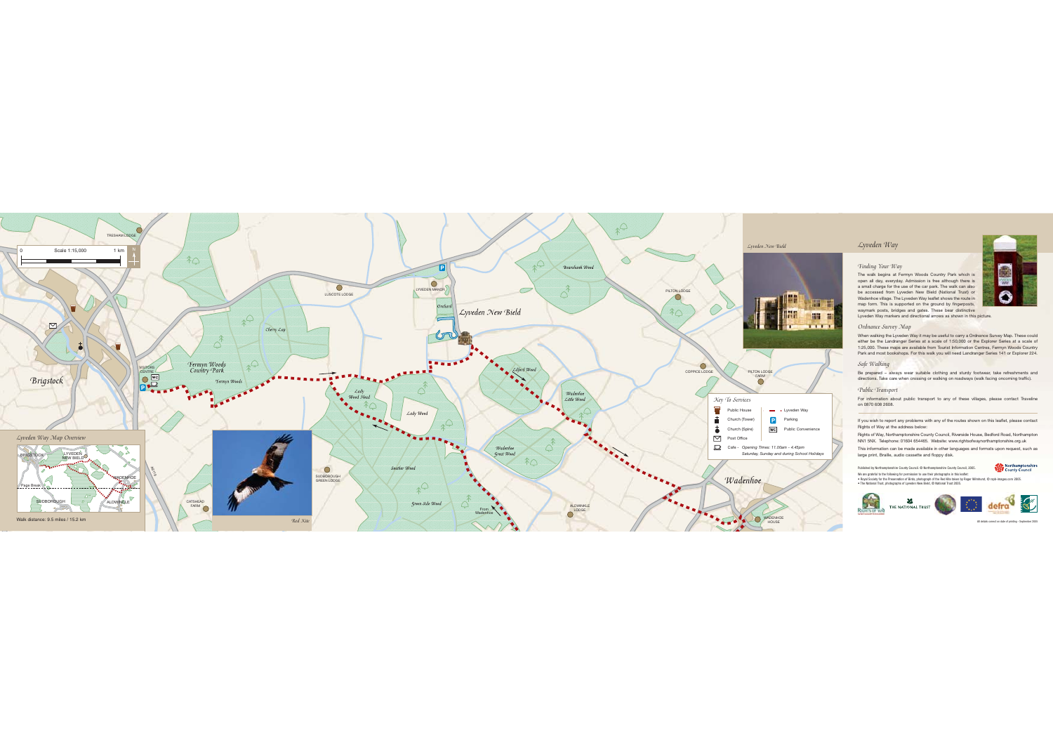## Lyveden Way

### Finding Your Way

The walk begins at Fermyn Woods Country Park which is open all day, everyday. Admission is free although there is a small charge for the use of the car park. The walk can also be accessed from Lyveden New Bield (National Trust) or Wadenhoe village. The Lyveden Way leaflet shows the route in map form. This is supported on the ground by fingerposts, waymark posts, bridges and gates. These bear distinctive Lyveden Way markers and directional arrows as shown in this picture.

### Ordnance Survey Map

When walking the Lyveden Way it may be useful to carry a Ordnance Survey Map. These could either be the Landranger Series at a scale of 1:50,000 or the Explorer Series at a scale of 1:25,000. These maps are available from Tourist Information Centres, Fermyn Woods Country Park and most bookshops. For this walk you will need Landranger Series 141 or Explorer 224.

### Safe Walking

Be prepared – always wear suitable clothing and sturdy footwear, take refreshments and directions. Take care when crossing or walking on roadways (walk facing oncoming traffic).

### Public Transport

For information about public transport to any of these villages, please contact Traveline on 0870 608 2608.

If you wish to report any problems with any of the routes shown on this leaflet, please contact Rights of Way at the address below:

Rights of Way, Northamptonshire County Council, Riverside House, Bedford Road, Northampton NN1 5NX. Telephone: 01604 654465. Website: www.rightsofwaynorthamptonshire.org.uk

This information can be made available in other languages and formats upon request, such as large print, Braille, audio cassette and floppy disk.

Published by Northamptonshire County Council. © Northamptonshire County Council, 2005.

We are grateful to the following for permission to use their photographs in this leaflet:
- Royal Society for the Preservation of Birds, photograph of the Red Kite taken by Roger Wilmshurst, © rspb-images.com 2005.
- The National Trust, photographs of Lyveden New Bield, © National Trust 2005.

All details correct on date of printing - September 2005

Lyveden New Bield

Red Kite

Lyveden Way Map Overview

Walk distance: 9.5 miles / 15.2 km

Scale 1:15,000

### Key To Services

- Public House
- Church (Tower)
- Church (Spire)
- Post Office
- Cafe - Opening Times: 11.00am - 4.45pm Saturday, Sunday and during School Holidays
- Lyveden Way
- Parking
- Public Convenience